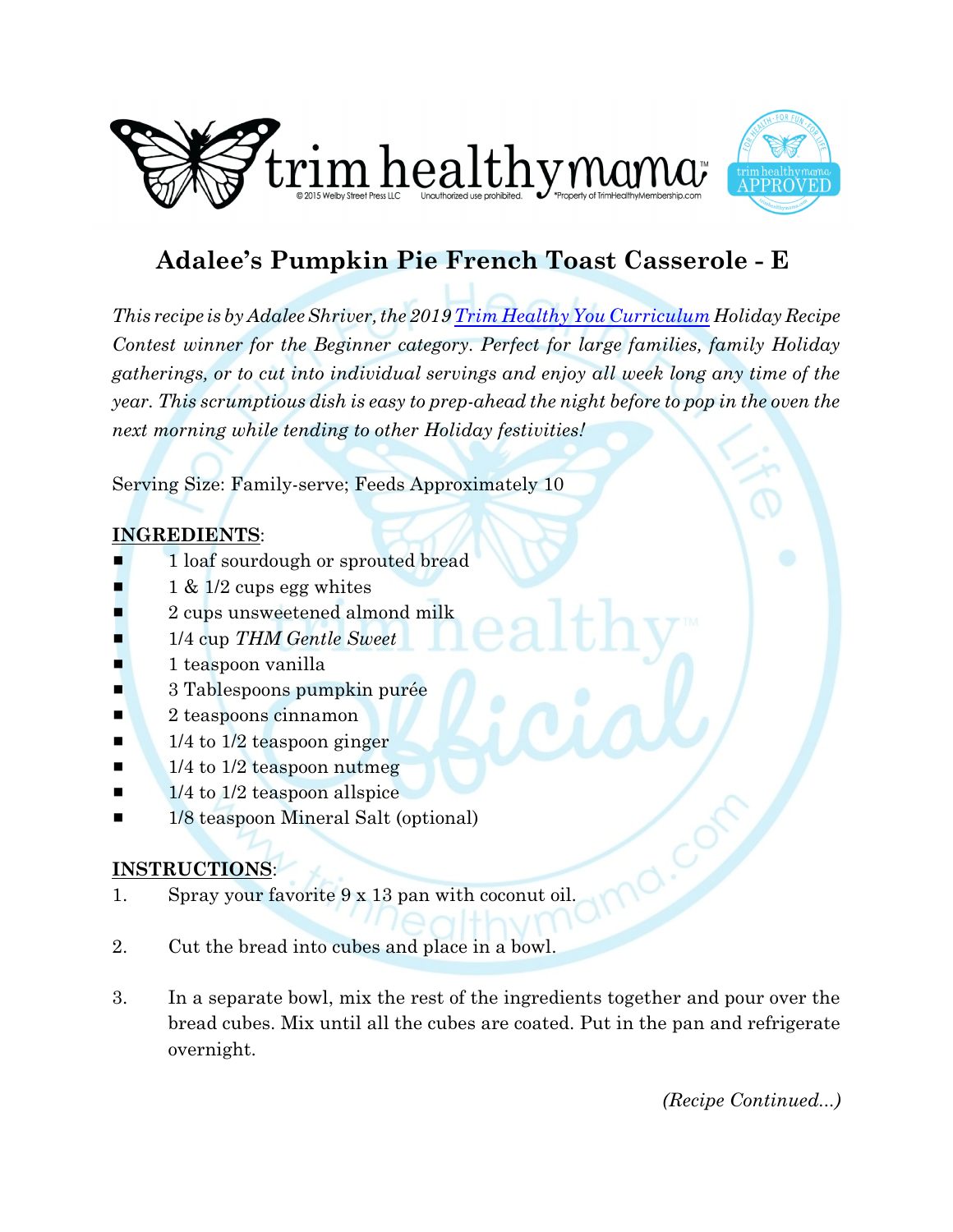# Adalee's Pumpkin Pie French Toast Casserole - E

*This recipe is by Adalee Shriver, the 2019 [Trim Healthy You Curriculum](#) Holiday Recipe Contest winner for the Beginner category. Perfect for large families, family Holiday gatherings, or to cut into individual servings and enjoy all week long any time of the year. This scrumptious dish is easy to prep-ahead the night before to pop in the oven the next morning while tending to other Holiday festivities!*

Serving Size: Family-serve; Feeds Approximately 10

**INGREDIENTS**:

- 1 loaf sourdough or sprouted bread
- 1 & 1/2 cups egg whites
- 2 cups unsweetened almond milk
- 1/4 cup *THM Gentle Sweet*
- 1 teaspoon vanilla
- 3 Tablespoons pumpkin purée
- 2 teaspoons cinnamon
- 1/4 to 1/2 teaspoon ginger
- 1/4 to 1/2 teaspoon nutmeg
- 1/4 to 1/2 teaspoon allspice
- 1/8 teaspoon Mineral Salt (optional)

**INSTRUCTIONS**:

1. Spray your favorite 9 x 13 pan with coconut oil.

2. Cut the bread into cubes and place in a bowl.

3. In a separate bowl, mix the rest of the ingredients together and pour over the bread cubes. Mix until all the cubes are coated. Put in the pan and refrigerate overnight.

*(Recipe Continued...)*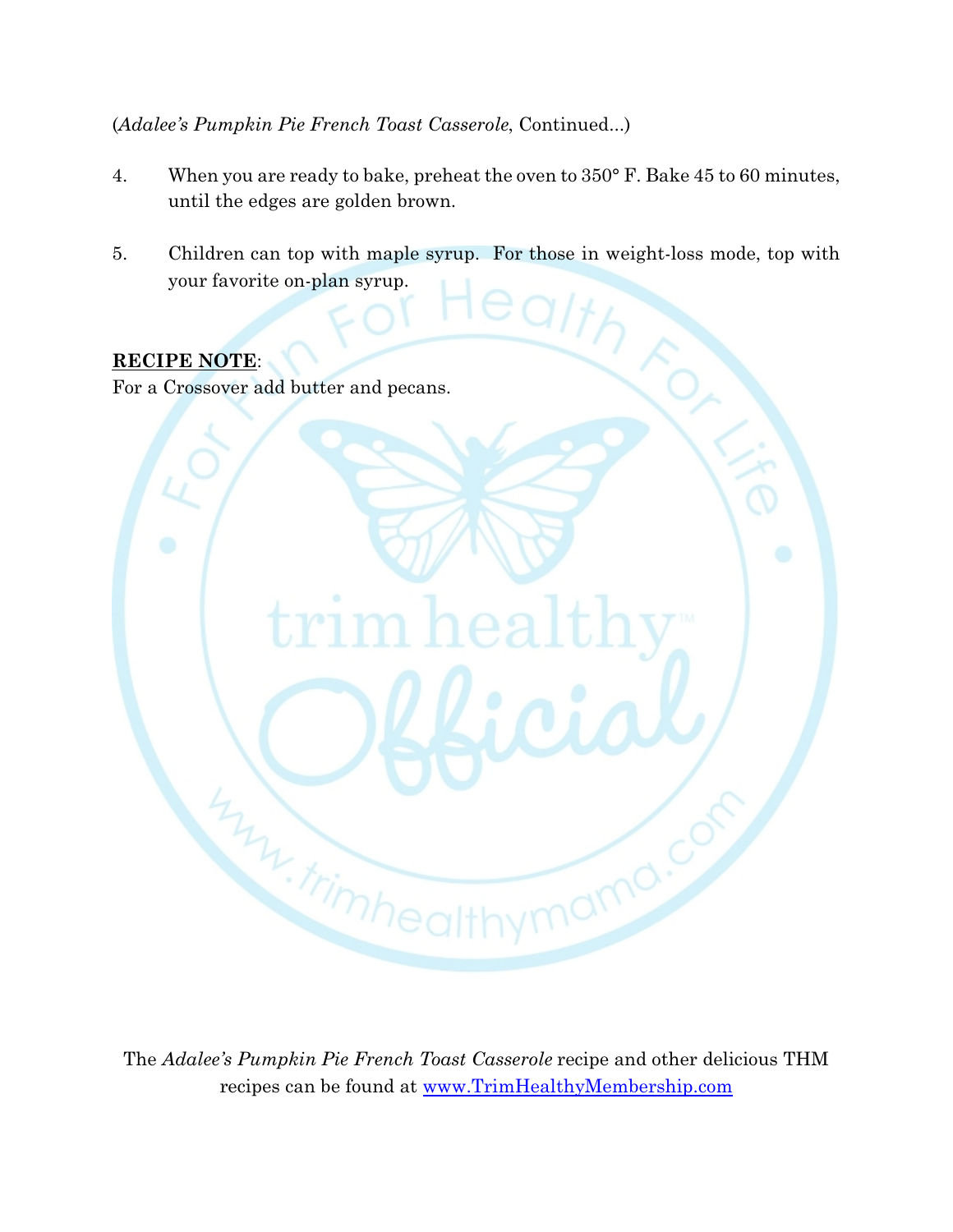(*Adalee's Pumpkin Pie French Toast Casserole*, Continued...)

4. When you are ready to bake, preheat the oven to 350° F. Bake 45 to 60 minutes, until the edges are golden brown.

5. Children can top with maple syrup. For those in weight-loss mode, top with your favorite on-plan syrup.

**RECIPE NOTE**:
For a Crossover add butter and pecans.

The *Adalee's Pumpkin Pie French Toast Casserole* recipe and other delicious THM recipes can be found at [www.TrimHealthyMembership.com](http://www.TrimHealthyMembership.com)